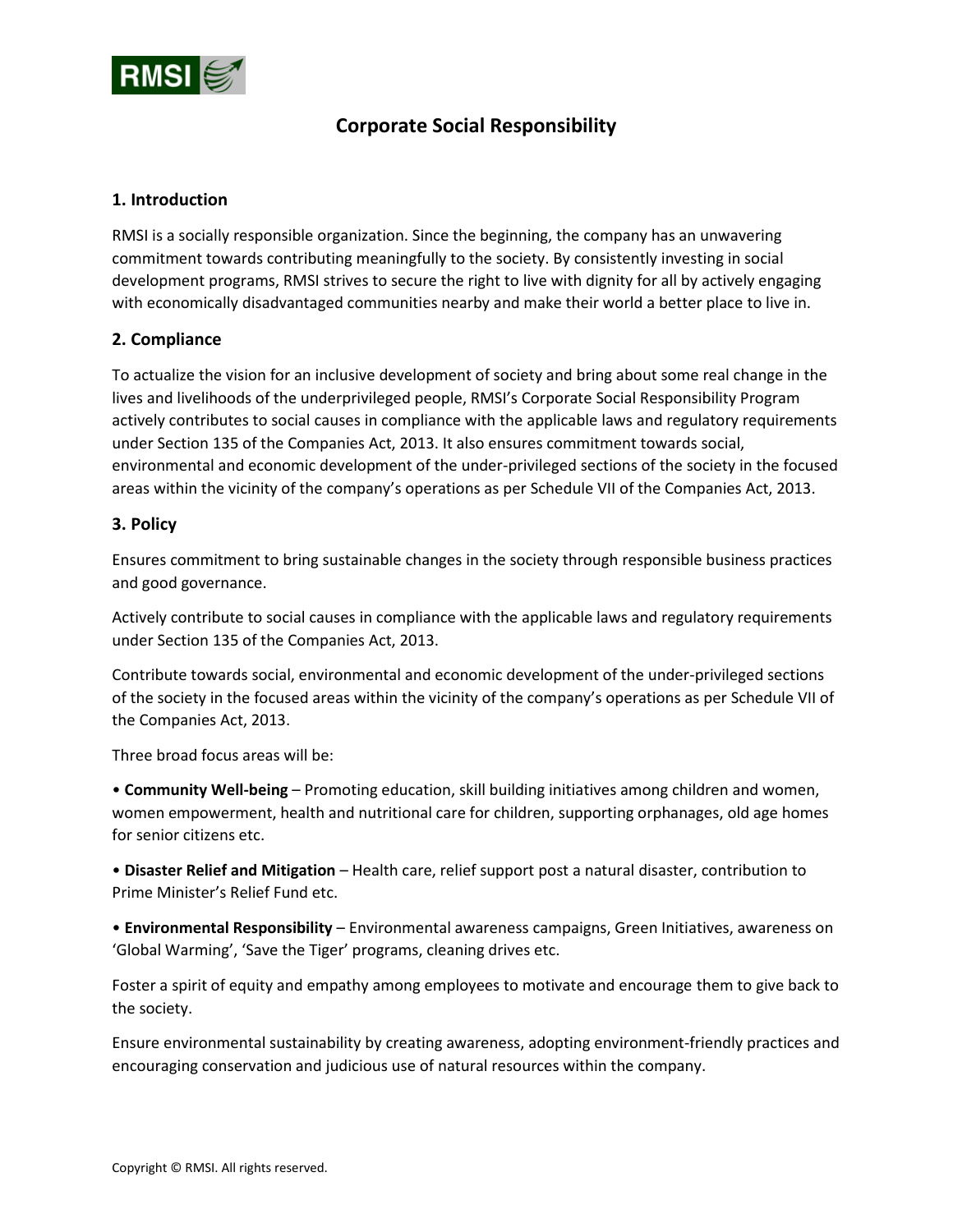# Corporate Social Responsibility

## 1. Introduction

RMSI is a socially responsible organization. Since the beginning, the company has an unwavering commitment towards contributing meaningfully to the society. By consistently investing in social development programs, RMSI strives to secure the right to live with dignity for all by actively engaging with economically disadvantaged communities nearby and make their world a better place to live in.

## 2. Compliance

To actualize the vision for an inclusive development of society and bring about some real change in the lives and livelihoods of the underprivileged people, RMSI's Corporate Social Responsibility Program actively contributes to social causes in compliance with the applicable laws and regulatory requirements under Section 135 of the Companies Act, 2013. It also ensures commitment towards social, environmental and economic development of the under-privileged sections of the society in the focused areas within the vicinity of the company's operations as per Schedule VII of the Companies Act, 2013.

## 3. Policy

Ensures commitment to bring sustainable changes in the society through responsible business practices and good governance.

Actively contribute to social causes in compliance with the applicable laws and regulatory requirements under Section 135 of the Companies Act, 2013.

Contribute towards social, environmental and economic development of the under-privileged sections of the society in the focused areas within the vicinity of the company's operations as per Schedule VII of the Companies Act, 2013.

Three broad focus areas will be:

- **Community Well-being** – Promoting education, skill building initiatives among children and women, women empowerment, health and nutritional care for children, supporting orphanages, old age homes for senior citizens etc.
- **Disaster Relief and Mitigation** – Health care, relief support post a natural disaster, contribution to Prime Minister's Relief Fund etc.
- **Environmental Responsibility** – Environmental awareness campaigns, Green Initiatives, awareness on 'Global Warming', 'Save the Tiger' programs, cleaning drives etc.

Foster a spirit of equity and empathy among employees to motivate and encourage them to give back to the society.

Ensure environmental sustainability by creating awareness, adopting environment-friendly practices and encouraging conservation and judicious use of natural resources within the company.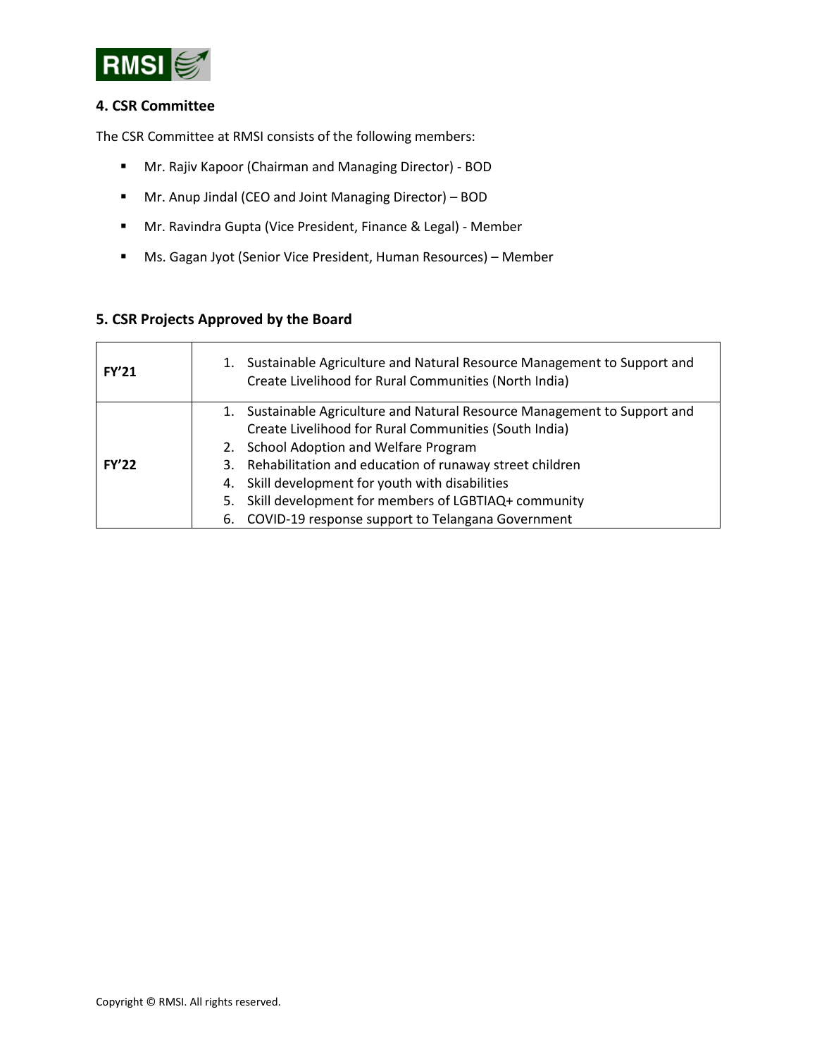## 4. CSR Committee

The CSR Committee at RMSI consists of the following members:

- Mr. Rajiv Kapoor (Chairman and Managing Director) - BOD
- Mr. Anup Jindal (CEO and Joint Managing Director) – BOD
- Mr. Ravindra Gupta (Vice President, Finance & Legal) - Member
- Ms. Gagan Jyot (Senior Vice President, Human Resources) – Member

## 5. CSR Projects Approved by the Board

| | |
|---|---|
| **FY'21** | 1. Sustainable Agriculture and Natural Resource Management to Support and Create Livelihood for Rural Communities (North India) |
| **FY'22** | 1. Sustainable Agriculture and Natural Resource Management to Support and Create Livelihood for Rural Communities (South India)<br>2. School Adoption and Welfare Program<br>3. Rehabilitation and education of runaway street children<br>4. Skill development for youth with disabilities<br>5. Skill development for members of LGBTIAQ+ community<br>6. COVID-19 response support to Telangana Government |

Copyright © RMSI. All rights reserved.